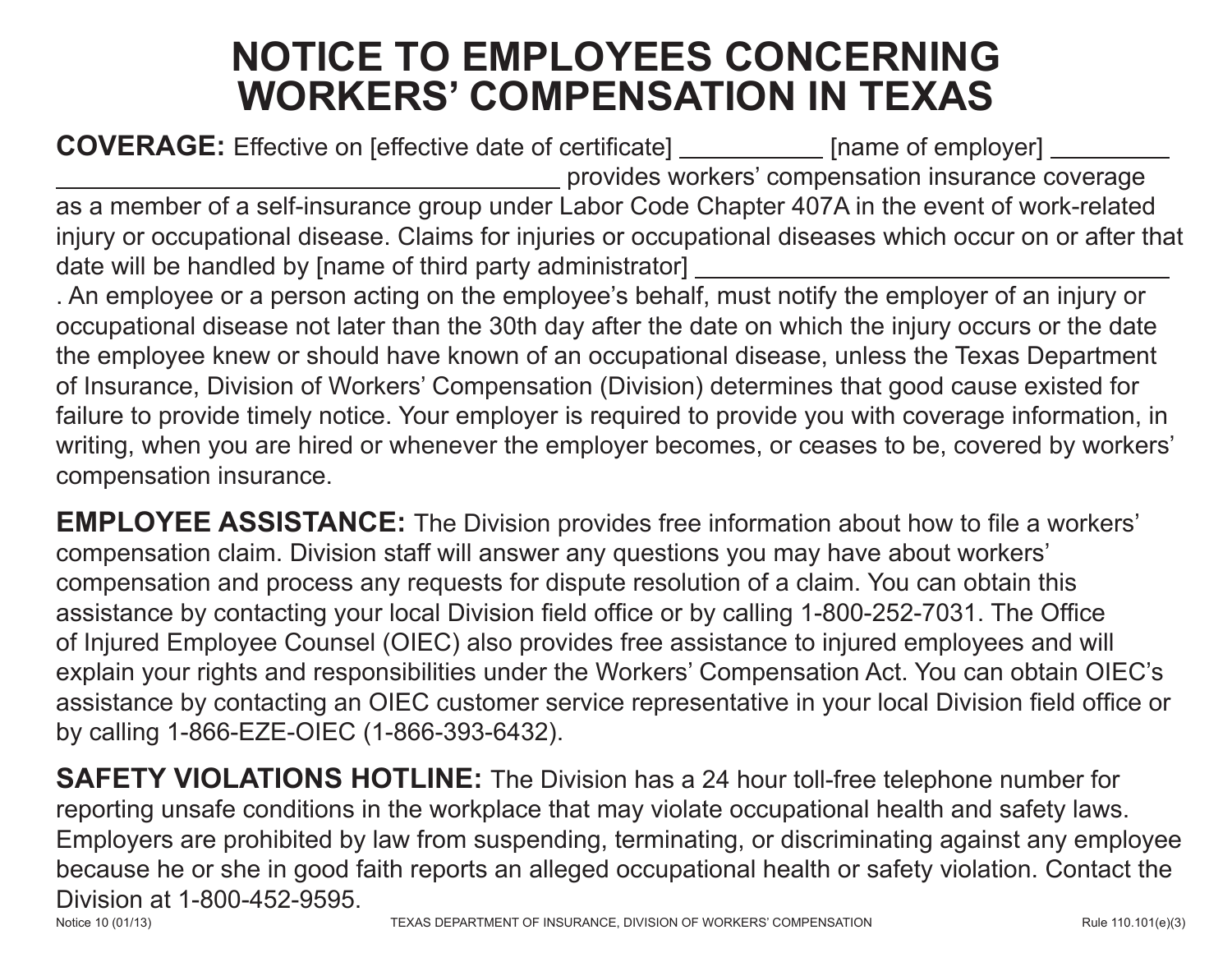# NOTICE TO EMPLOYEES CONCERNING WORKERS' COMPENSATION IN TEXAS

**COVERAGE:** Effective on [effective date of certificate] __________ [name of employer] ________ ____________________________________ provides workers' compensation insurance coverage as a member of a self-insurance group under Labor Code Chapter 407A in the event of work-related injury or occupational disease. Claims for injuries or occupational diseases which occur on or after that date will be handled by [name of third party administrator] ________________________________ . An employee or a person acting on the employee's behalf, must notify the employer of an injury or occupational disease not later than the 30th day after the date on which the injury occurs or the date the employee knew or should have known of an occupational disease, unless the Texas Department of Insurance, Division of Workers' Compensation (Division) determines that good cause existed for failure to provide timely notice. Your employer is required to provide you with coverage information, in writing, when you are hired or whenever the employer becomes, or ceases to be, covered by workers' compensation insurance.

**EMPLOYEE ASSISTANCE:** The Division provides free information about how to file a workers' compensation claim. Division staff will answer any questions you may have about workers' compensation and process any requests for dispute resolution of a claim. You can obtain this assistance by contacting your local Division field office or by calling 1-800-252-7031. The Office of Injured Employee Counsel (OIEC) also provides free assistance to injured employees and will explain your rights and responsibilities under the Workers' Compensation Act. You can obtain OIEC's assistance by contacting an OIEC customer service representative in your local Division field office or by calling 1-866-EZE-OIEC (1-866-393-6432).

**SAFETY VIOLATIONS HOTLINE:** The Division has a 24 hour toll-free telephone number for reporting unsafe conditions in the workplace that may violate occupational health and safety laws. Employers are prohibited by law from suspending, terminating, or discriminating against any employee because he or she in good faith reports an alleged occupational health or safety violation. Contact the Division at 1-800-452-9595.

Notice 10 (01/13) TEXAS DEPARTMENT OF INSURANCE, DIVISION OF WORKERS' COMPENSATION Rule 110.101(e)(3)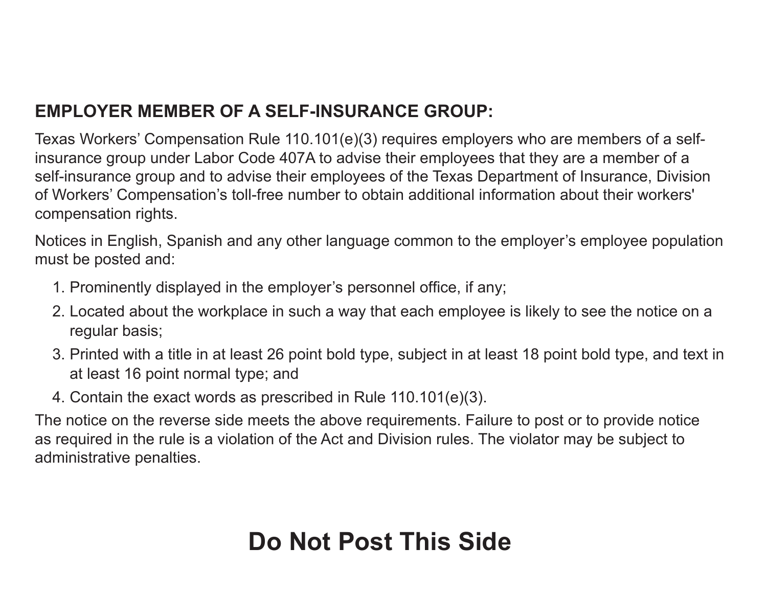## EMPLOYER MEMBER OF A SELF-INSURANCE GROUP:

Texas Workers' Compensation Rule 110.101(e)(3) requires employers who are members of a self-insurance group under Labor Code 407A to advise their employees that they are a member of a self-insurance group and to advise their employees of the Texas Department of Insurance, Division of Workers' Compensation's toll-free number to obtain additional information about their workers' compensation rights.

Notices in English, Spanish and any other language common to the employer's employee population must be posted and:

1. Prominently displayed in the employer's personnel office, if any;
2. Located about the workplace in such a way that each employee is likely to see the notice on a regular basis;
3. Printed with a title in at least 26 point bold type, subject in at least 18 point bold type, and text in at least 16 point normal type; and
4. Contain the exact words as prescribed in Rule 110.101(e)(3).

The notice on the reverse side meets the above requirements. Failure to post or to provide notice as required in the rule is a violation of the Act and Division rules. The violator may be subject to administrative penalties.

# Do Not Post This Side